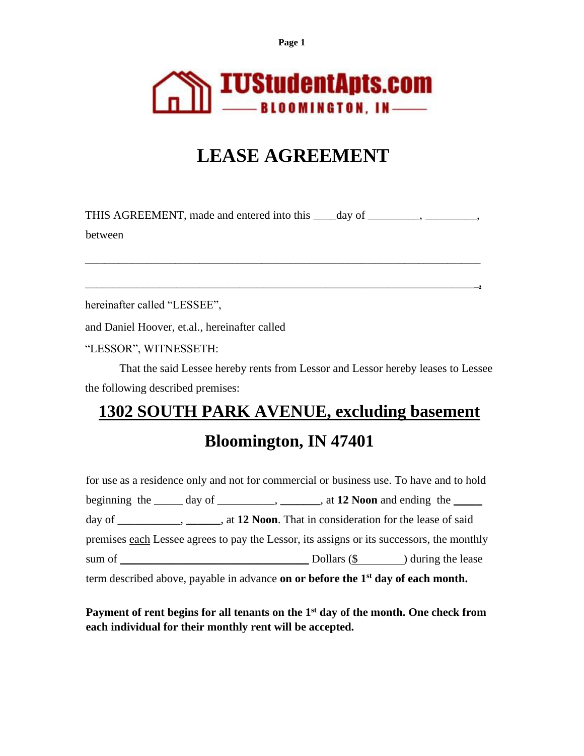IUStudentApts.com

BLOOMINGTON, IN

# LEASE AGREEMENT

THIS AGREEMENT, made and entered into this ____day of _________, _________, between

___________________________________________________________________________

___________________________________________________________________________,

hereinafter called "LESSEE",

and Daniel Hoover, et.al., hereinafter called

"LESSOR", WITNESSETH:

That the said Lessee hereby rents from Lessor and Lessor hereby leases to Lessee the following described premises:

## 1302 SOUTH PARK AVENUE, excluding basement

## Bloomington, IN 47401

for use as a residence only and not for commercial or business use. To have and to hold beginning the _____ day of __________, _______, at **12 Noon** and ending the _____ day of ___________, ______, at **12 Noon**. That in consideration for the lease of said premises each Lessee agrees to pay the Lessor, its assigns or its successors, the monthly sum of __________________________________ Dollars ($________) during the lease term described above, payable in advance **on or before the 1st day of each month.**

**Payment of rent begins for all tenants on the 1st day of the month. One check from each individual for their monthly rent will be accepted.**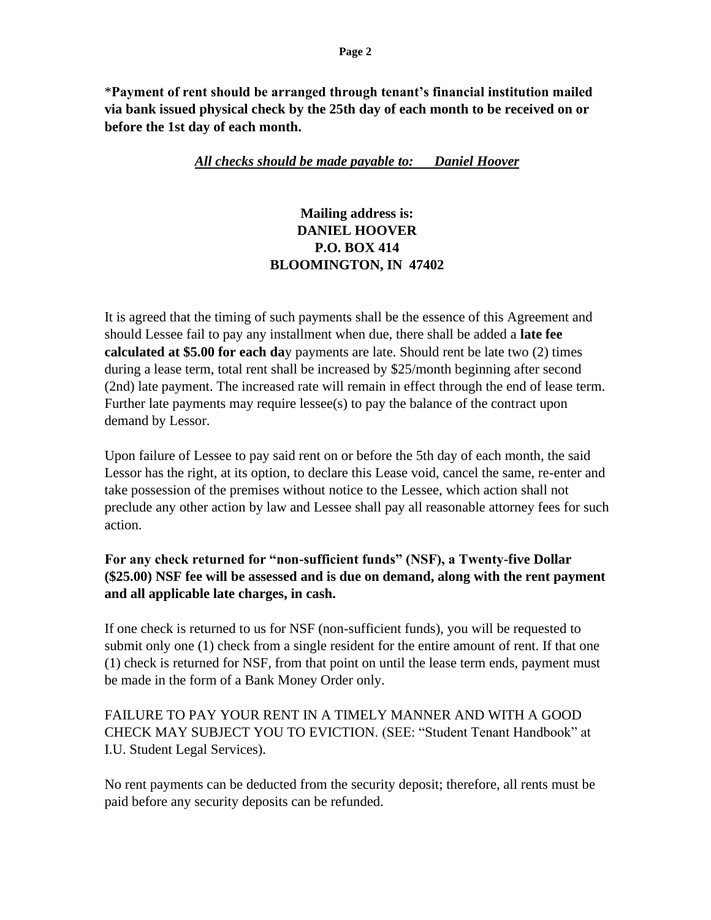***Payment of rent should be arranged through tenant's financial institution mailed via bank issued physical check by the 25th day of each month to be received on or before the 1st day of each month.**

***All checks should be made payable to: Daniel Hoover***

**Mailing address is:**
**DANIEL HOOVER**
**P.O. BOX 414**
**BLOOMINGTON, IN 47402**

It is agreed that the timing of such payments shall be the essence of this Agreement and should Lessee fail to pay any installment when due, there shall be added a **late fee calculated at $5.00 for each da**y payments are late. Should rent be late two (2) times during a lease term, total rent shall be increased by $25/month beginning after second (2nd) late payment. The increased rate will remain in effect through the end of lease term. Further late payments may require lessee(s) to pay the balance of the contract upon demand by Lessor.

Upon failure of Lessee to pay said rent on or before the 5th day of each month, the said Lessor has the right, at its option, to declare this Lease void, cancel the same, re-enter and take possession of the premises without notice to the Lessee, which action shall not preclude any other action by law and Lessee shall pay all reasonable attorney fees for such action.

**For any check returned for "non-sufficient funds" (NSF), a Twenty-five Dollar ($25.00) NSF fee will be assessed and is due on demand, along with the rent payment and all applicable late charges, in cash.**

If one check is returned to us for NSF (non-sufficient funds), you will be requested to submit only one (1) check from a single resident for the entire amount of rent. If that one (1) check is returned for NSF, from that point on until the lease term ends, payment must be made in the form of a Bank Money Order only.

FAILURE TO PAY YOUR RENT IN A TIMELY MANNER AND WITH A GOOD CHECK MAY SUBJECT YOU TO EVICTION. (SEE: "Student Tenant Handbook" at I.U. Student Legal Services).

No rent payments can be deducted from the security deposit; therefore, all rents must be paid before any security deposits can be refunded.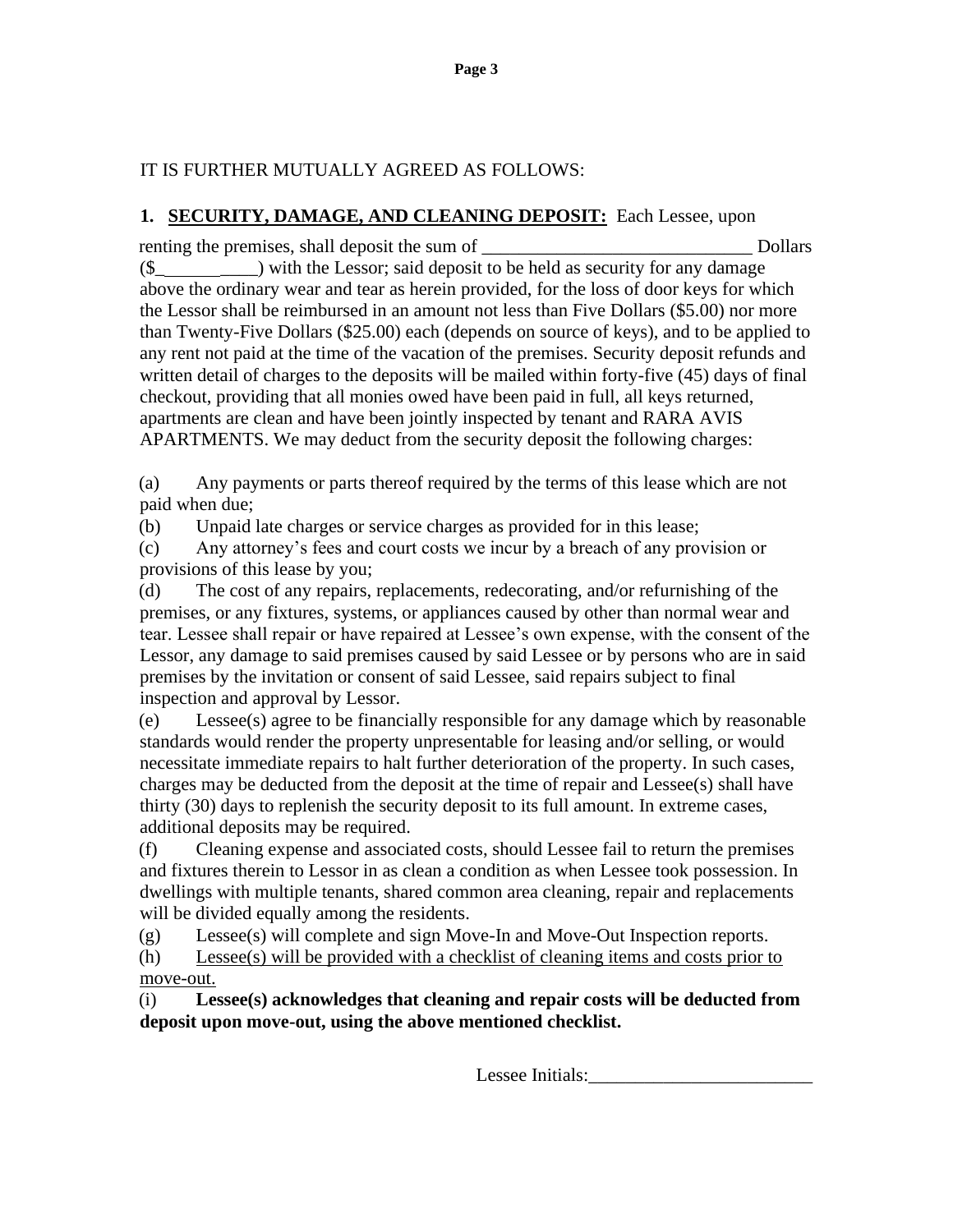IT IS FURTHER MUTUALLY AGREED AS FOLLOWS:

**1. <u>SECURITY, DAMAGE, AND CLEANING DEPOSIT:</u>** Each Lessee, upon renting the premises, shall deposit the sum of _____________________________ Dollars ($___________) with the Lessor; said deposit to be held as security for any damage above the ordinary wear and tear as herein provided, for the loss of door keys for which the Lessor shall be reimbursed in an amount not less than Five Dollars ($5.00) nor more than Twenty-Five Dollars ($25.00) each (depends on source of keys), and to be applied to any rent not paid at the time of the vacation of the premises. Security deposit refunds and written detail of charges to the deposits will be mailed within forty-five (45) days of final checkout, providing that all monies owed have been paid in full, all keys returned, apartments are clean and have been jointly inspected by tenant and RARA AVIS APARTMENTS. We may deduct from the security deposit the following charges:

(a) Any payments or parts thereof required by the terms of this lease which are not paid when due;

(b) Unpaid late charges or service charges as provided for in this lease;

(c) Any attorney's fees and court costs we incur by a breach of any provision or provisions of this lease by you;

(d) The cost of any repairs, replacements, redecorating, and/or refurnishing of the premises, or any fixtures, systems, or appliances caused by other than normal wear and tear. Lessee shall repair or have repaired at Lessee's own expense, with the consent of the Lessor, any damage to said premises caused by said Lessee or by persons who are in said premises by the invitation or consent of said Lessee, said repairs subject to final inspection and approval by Lessor.

(e) Lessee(s) agree to be financially responsible for any damage which by reasonable standards would render the property unpresentable for leasing and/or selling, or would necessitate immediate repairs to halt further deterioration of the property. In such cases, charges may be deducted from the deposit at the time of repair and Lessee(s) shall have thirty (30) days to replenish the security deposit to its full amount. In extreme cases, additional deposits may be required.

(f) Cleaning expense and associated costs, should Lessee fail to return the premises and fixtures therein to Lessor in as clean a condition as when Lessee took possession. In dwellings with multiple tenants, shared common area cleaning, repair and replacements will be divided equally among the residents.

(g) Lessee(s) will complete and sign Move-In and Move-Out Inspection reports.

(h) <u>Lessee(s) will be provided with a checklist of cleaning items and costs prior to move-out.</u>

(i) **Lessee(s) acknowledges that cleaning and repair costs will be deducted from deposit upon move-out, using the above mentioned checklist.**

Lessee Initials:________________________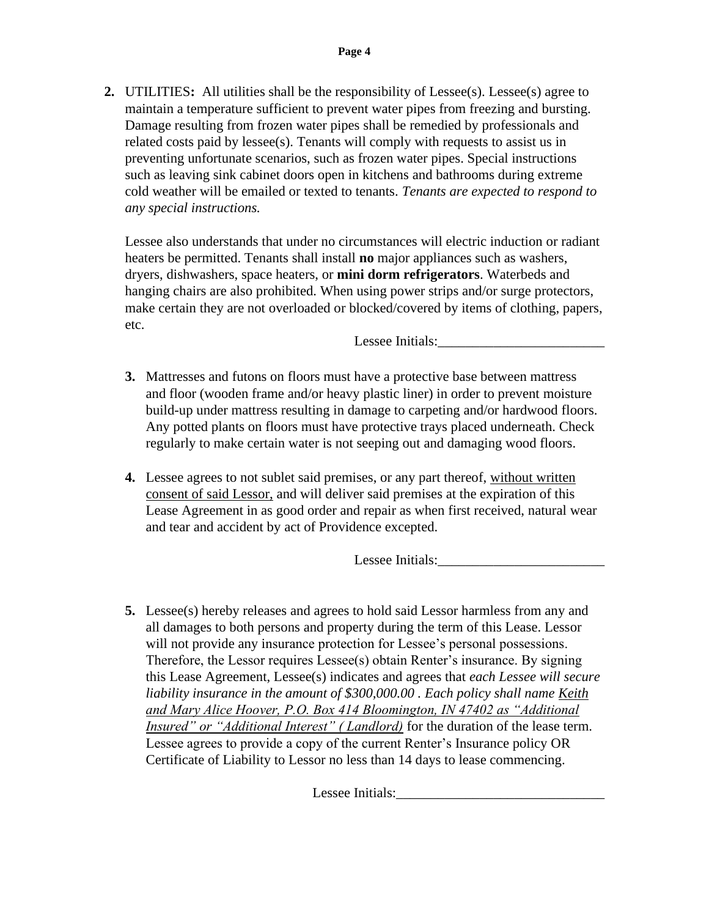2. UTILITIES**:** All utilities shall be the responsibility of Lessee(s). Lessee(s) agree to maintain a temperature sufficient to prevent water pipes from freezing and bursting. Damage resulting from frozen water pipes shall be remedied by professionals and related costs paid by lessee(s). Tenants will comply with requests to assist us in preventing unfortunate scenarios, such as frozen water pipes. Special instructions such as leaving sink cabinet doors open in kitchens and bathrooms during extreme cold weather will be emailed or texted to tenants. *Tenants are expected to respond to any special instructions.*

   Lessee also understands that under no circumstances will electric induction or radiant heaters be permitted. Tenants shall install **no** major appliances such as washers, dryers, dishwashers, space heaters, or **mini dorm refrigerators**. Waterbeds and hanging chairs are also prohibited. When using power strips and/or surge protectors, make certain they are not overloaded or blocked/covered by items of clothing, papers, etc.

   Lessee Initials:________________________

3. Mattresses and futons on floors must have a protective base between mattress and floor (wooden frame and/or heavy plastic liner) in order to prevent moisture build-up under mattress resulting in damage to carpeting and/or hardwood floors. Any potted plants on floors must have protective trays placed underneath. Check regularly to make certain water is not seeping out and damaging wood floors.

4. Lessee agrees to not sublet said premises, or any part thereof, <u>without written consent of said Lessor,</u> and will deliver said premises at the expiration of this Lease Agreement in as good order and repair as when first received, natural wear and tear and accident by act of Providence excepted.

   Lessee Initials:________________________

5. Lessee(s) hereby releases and agrees to hold said Lessor harmless from any and all damages to both persons and property during the term of this Lease. Lessor will not provide any insurance protection for Lessee's personal possessions. Therefore, the Lessor requires Lessee(s) obtain Renter's insurance. By signing this Lease Agreement, Lessee(s) indicates and agrees that *each Lessee will secure liability insurance in the amount of $300,000.00 . Each policy shall name <u>Keith and Mary Alice Hoover, P.O. Box 414 Bloomington, IN 47402 as "Additional Insured" or "Additional Interest" ( Landlord)</u>* for the duration of the lease term. Lessee agrees to provide a copy of the current Renter's Insurance policy OR Certificate of Liability to Lessor no less than 14 days to lease commencing.

   Lessee Initials:______________________________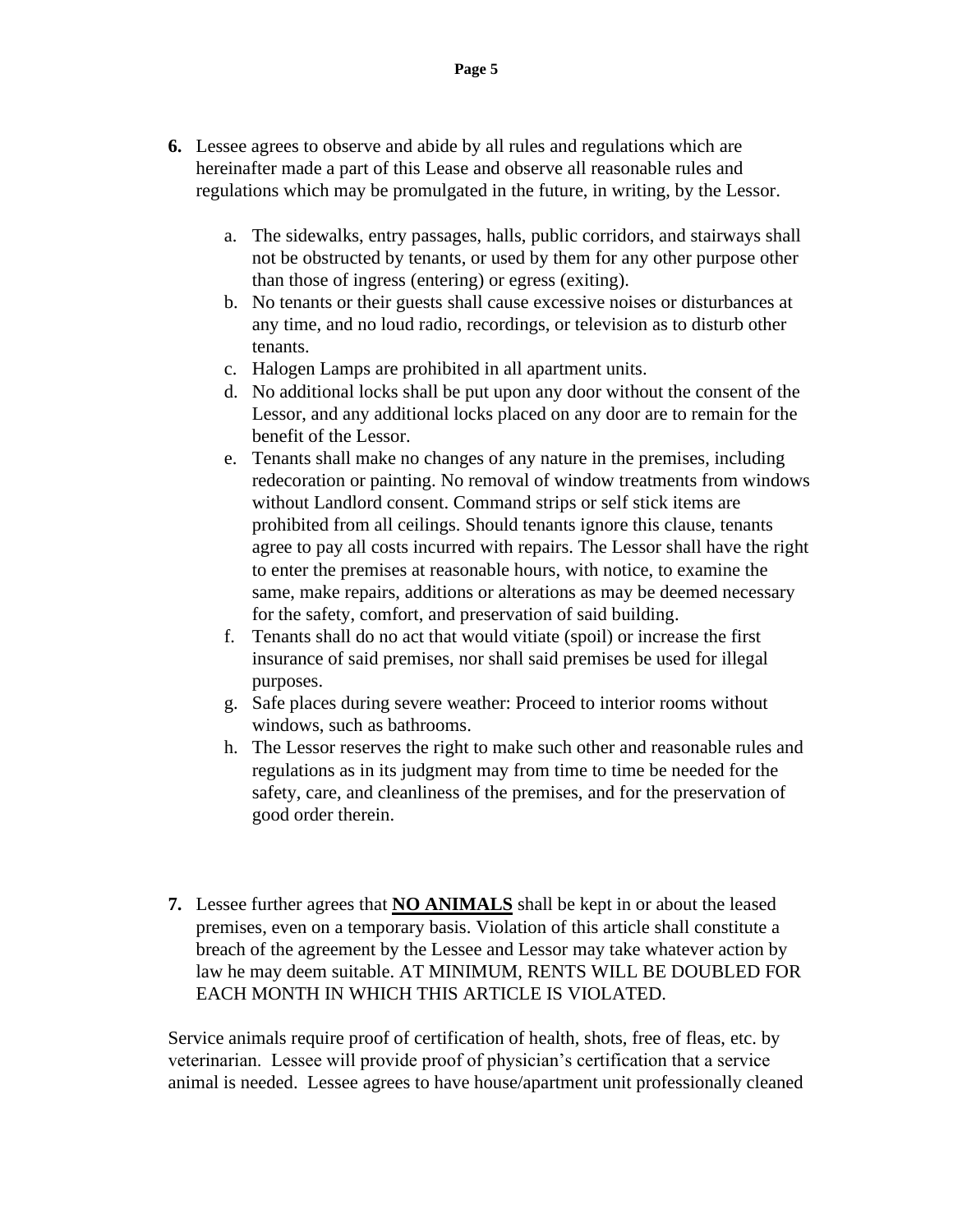6. Lessee agrees to observe and abide by all rules and regulations which are hereinafter made a part of this Lease and observe all reasonable rules and regulations which may be promulgated in the future, in writing, by the Lessor.

   a. The sidewalks, entry passages, halls, public corridors, and stairways shall not be obstructed by tenants, or used by them for any other purpose other than those of ingress (entering) or egress (exiting).
   b. No tenants or their guests shall cause excessive noises or disturbances at any time, and no loud radio, recordings, or television as to disturb other tenants.
   c. Halogen Lamps are prohibited in all apartment units.
   d. No additional locks shall be put upon any door without the consent of the Lessor, and any additional locks placed on any door are to remain for the benefit of the Lessor.
   e. Tenants shall make no changes of any nature in the premises, including redecoration or painting. No removal of window treatments from windows without Landlord consent. Command strips or self stick items are prohibited from all ceilings. Should tenants ignore this clause, tenants agree to pay all costs incurred with repairs. The Lessor shall have the right to enter the premises at reasonable hours, with notice, to examine the same, make repairs, additions or alterations as may be deemed necessary for the safety, comfort, and preservation of said building.
   f. Tenants shall do no act that would vitiate (spoil) or increase the first insurance of said premises, nor shall said premises be used for illegal purposes.
   g. Safe places during severe weather: Proceed to interior rooms without windows, such as bathrooms.
   h. The Lessor reserves the right to make such other and reasonable rules and regulations as in its judgment may from time to time be needed for the safety, care, and cleanliness of the premises, and for the preservation of good order therein.

7. Lessee further agrees that **NO ANIMALS** shall be kept in or about the leased premises, even on a temporary basis. Violation of this article shall constitute a breach of the agreement by the Lessee and Lessor may take whatever action by law he may deem suitable. AT MINIMUM, RENTS WILL BE DOUBLED FOR EACH MONTH IN WHICH THIS ARTICLE IS VIOLATED.

Service animals require proof of certification of health, shots, free of fleas, etc. by veterinarian. Lessee will provide proof of physician's certification that a service animal is needed. Lessee agrees to have house/apartment unit professionally cleaned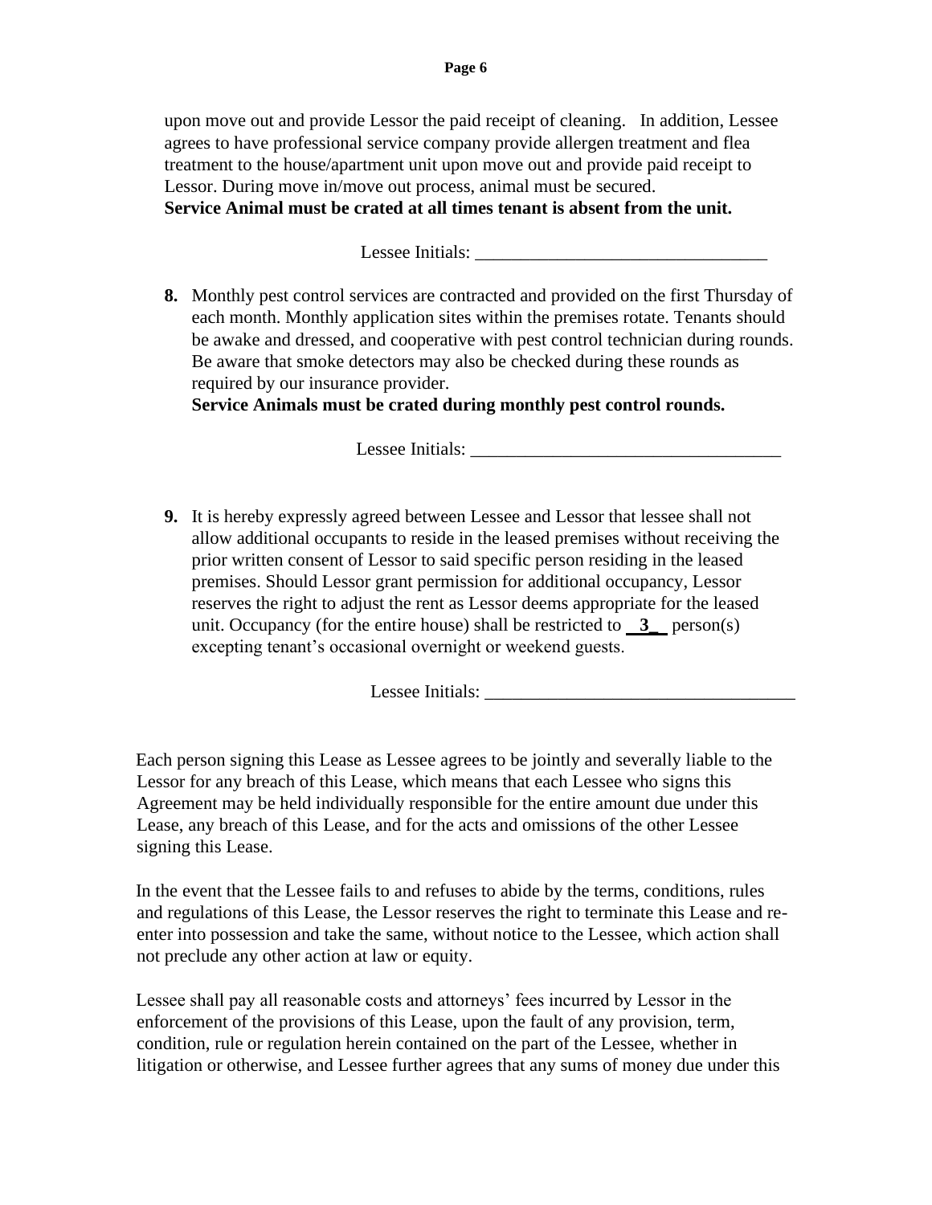upon move out and provide Lessor the paid receipt of cleaning. In addition, Lessee agrees to have professional service company provide allergen treatment and flea treatment to the house/apartment unit upon move out and provide paid receipt to Lessor. During move in/move out process, animal must be secured.
**Service Animal must be crated at all times tenant is absent from the unit.**

Lessee Initials: ________________________________

8. Monthly pest control services are contracted and provided on the first Thursday of each month. Monthly application sites within the premises rotate. Tenants should be awake and dressed, and cooperative with pest control technician during rounds. Be aware that smoke detectors may also be checked during these rounds as required by our insurance provider.
**Service Animals must be crated during monthly pest control rounds.**

Lessee Initials: __________________________________

9. It is hereby expressly agreed between Lessee and Lessor that lessee shall not allow additional occupants to reside in the leased premises without receiving the prior written consent of Lessor to said specific person residing in the leased premises. Should Lessor grant permission for additional occupancy, Lessor reserves the right to adjust the rent as Lessor deems appropriate for the leased unit. Occupancy (for the entire house) shall be restricted to __3__ person(s) excepting tenant's occasional overnight or weekend guests.

Lessee Initials: __________________________________

Each person signing this Lease as Lessee agrees to be jointly and severally liable to the Lessor for any breach of this Lease, which means that each Lessee who signs this Agreement may be held individually responsible for the entire amount due under this Lease, any breach of this Lease, and for the acts and omissions of the other Lessee signing this Lease.

In the event that the Lessee fails to and refuses to abide by the terms, conditions, rules and regulations of this Lease, the Lessor reserves the right to terminate this Lease and re-enter into possession and take the same, without notice to the Lessee, which action shall not preclude any other action at law or equity.

Lessee shall pay all reasonable costs and attorneys' fees incurred by Lessor in the enforcement of the provisions of this Lease, upon the fault of any provision, term, condition, rule or regulation herein contained on the part of the Lessee, whether in litigation or otherwise, and Lessee further agrees that any sums of money due under this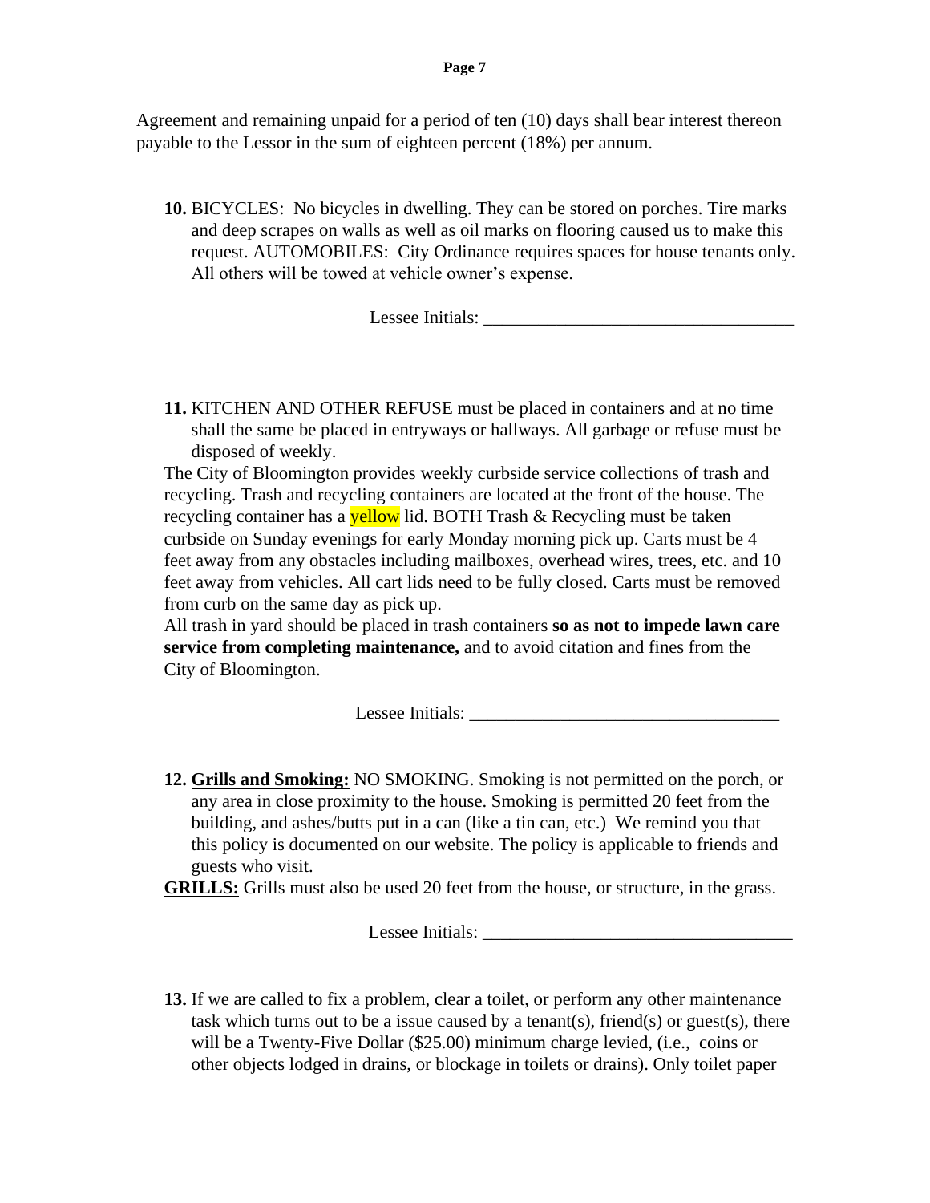Agreement and remaining unpaid for a period of ten (10) days shall bear interest thereon payable to the Lessor in the sum of eighteen percent (18%) per annum.

**10.** BICYCLES: No bicycles in dwelling. They can be stored on porches. Tire marks and deep scrapes on walls as well as oil marks on flooring caused us to make this request. AUTOMOBILES: City Ordinance requires spaces for house tenants only. All others will be towed at vehicle owner's expense.

Lessee Initials: __________________________________

**11.** KITCHEN AND OTHER REFUSE must be placed in containers and at no time shall the same be placed in entryways or hallways. All garbage or refuse must be disposed of weekly.

The City of Bloomington provides weekly curbside service collections of trash and recycling. Trash and recycling containers are located at the front of the house. The recycling container has a yellow lid. BOTH Trash & Recycling must be taken curbside on Sunday evenings for early Monday morning pick up. Carts must be 4 feet away from any obstacles including mailboxes, overhead wires, trees, etc. and 10 feet away from vehicles. All cart lids need to be fully closed. Carts must be removed from curb on the same day as pick up.

All trash in yard should be placed in trash containers **so as not to impede lawn care service from completing maintenance,** and to avoid citation and fines from the City of Bloomington.

Lessee Initials: __________________________________

**12. Grills and Smoking:** NO SMOKING. Smoking is not permitted on the porch, or any area in close proximity to the house. Smoking is permitted 20 feet from the building, and ashes/butts put in a can (like a tin can, etc.) We remind you that this policy is documented on our website. The policy is applicable to friends and guests who visit.

**GRILLS:** Grills must also be used 20 feet from the house, or structure, in the grass.

Lessee Initials: __________________________________

**13.** If we are called to fix a problem, clear a toilet, or perform any other maintenance task which turns out to be a issue caused by a tenant(s), friend(s) or guest(s), there will be a Twenty-Five Dollar ($25.00) minimum charge levied, (i.e., coins or other objects lodged in drains, or blockage in toilets or drains). Only toilet paper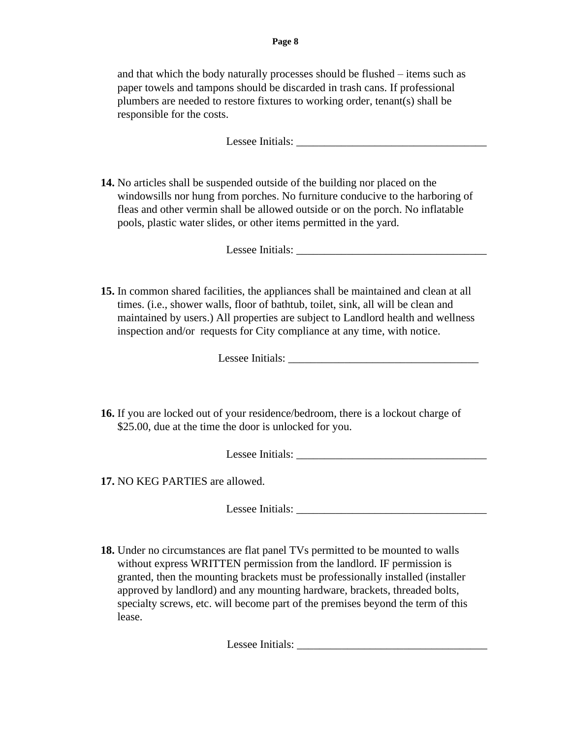and that which the body naturally processes should be flushed – items such as paper towels and tampons should be discarded in trash cans. If professional plumbers are needed to restore fixtures to working order, tenant(s) shall be responsible for the costs.

Lessee Initials: ___________________________________

**14.** No articles shall be suspended outside of the building nor placed on the windowsills nor hung from porches. No furniture conducive to the harboring of fleas and other vermin shall be allowed outside or on the porch. No inflatable pools, plastic water slides, or other items permitted in the yard.

Lessee Initials: ___________________________________

**15.** In common shared facilities, the appliances shall be maintained and clean at all times. (i.e., shower walls, floor of bathtub, toilet, sink, all will be clean and maintained by users.) All properties are subject to Landlord health and wellness inspection and/or requests for City compliance at any time, with notice.

Lessee Initials: ___________________________________

**16.** If you are locked out of your residence/bedroom, there is a lockout charge of $25.00, due at the time the door is unlocked for you.

Lessee Initials: ___________________________________

**17.** NO KEG PARTIES are allowed.

Lessee Initials: ___________________________________

**18.** Under no circumstances are flat panel TVs permitted to be mounted to walls without express WRITTEN permission from the landlord. IF permission is granted, then the mounting brackets must be professionally installed (installer approved by landlord) and any mounting hardware, brackets, threaded bolts, specialty screws, etc. will become part of the premises beyond the term of this lease.

Lessee Initials: ___________________________________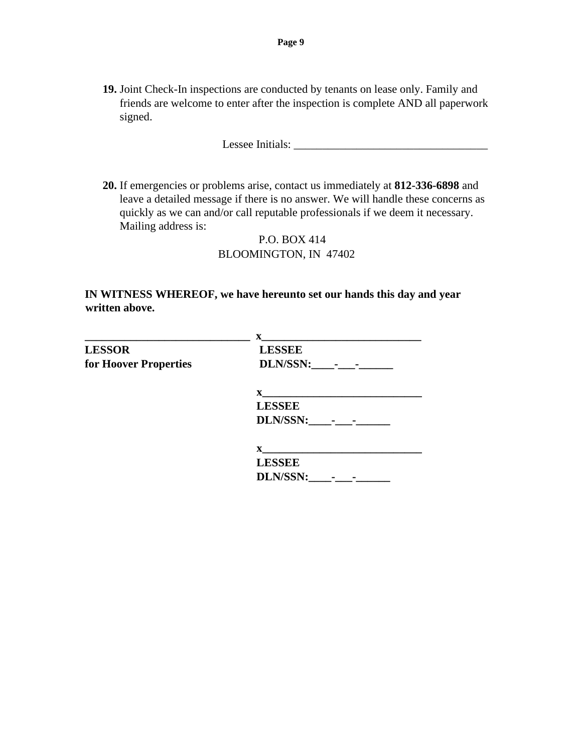**19.** Joint Check-In inspections are conducted by tenants on lease only. Family and friends are welcome to enter after the inspection is complete AND all paperwork signed.

Lessee Initials: ___________________________________

**20.** If emergencies or problems arise, contact us immediately at **812-336-6898** and leave a detailed message if there is no answer. We will handle these concerns as quickly as we can and/or call reputable professionals if we deem it necessary. Mailing address is:

P.O. BOX 414
BLOOMINGTON, IN 47402

**IN WITNESS WHEREOF, we have hereunto set our hands this day and year written above.**

| | |
|---|---|
| ______________________________ | **x**_____________________________ |
| **LESSOR** | **LESSEE** |
| **for Hoover Properties** | **DLN/SSN:____-___-______** |
| | |
| | **x**_____________________________ |
| | **LESSEE** |
| | **DLN/SSN:____-___-______** |
| | |
| | **x**_____________________________ |
| | **LESSEE** |
| | **DLN/SSN:____-___-______** |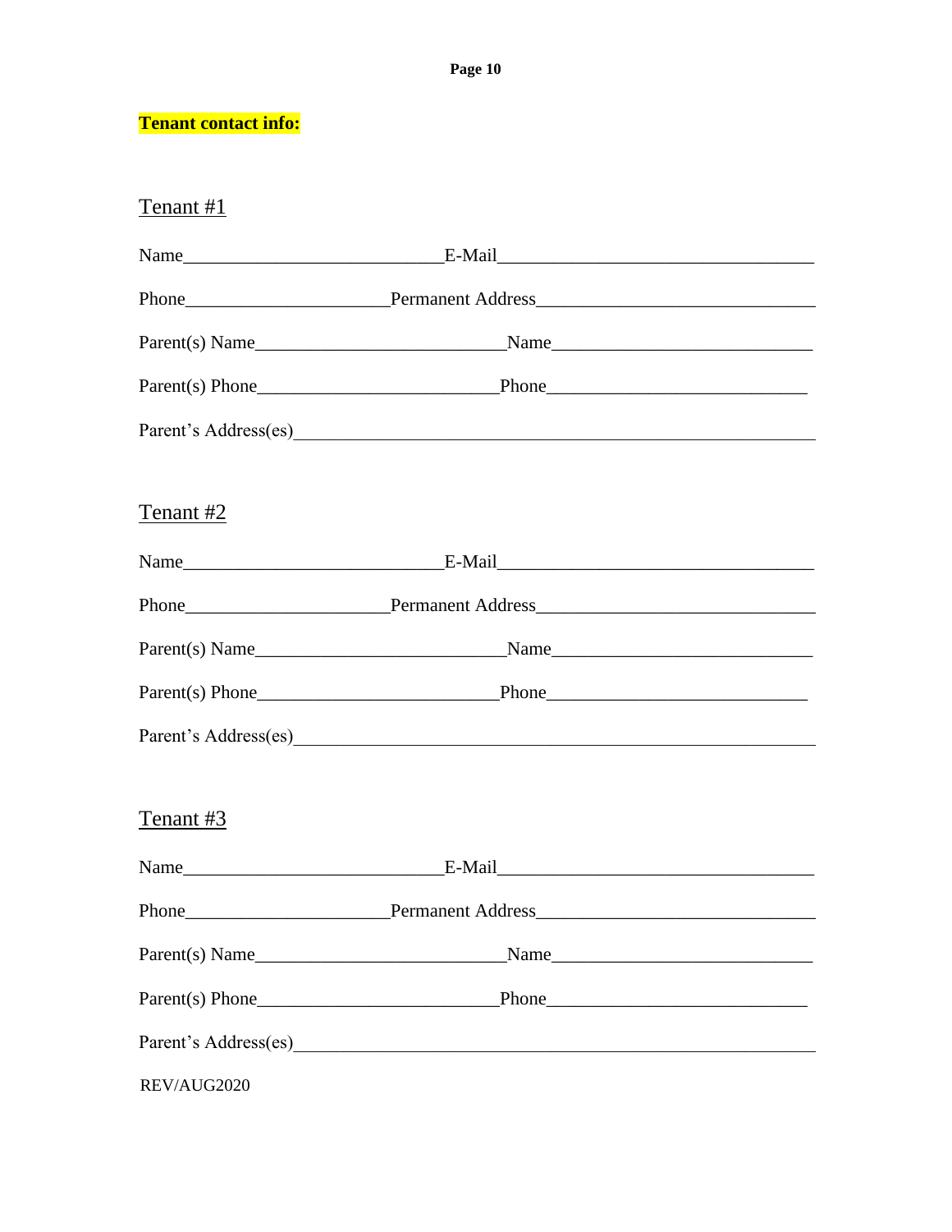**Tenant contact info:**

Tenant #1

Name____________________________E-Mail___________________________________

Phone______________________Permanent Address_____________________________

Parent(s) Name___________________________Name____________________________

Parent(s) Phone__________________________Phone____________________________

Parent's Address(es)___________________________________________________________

Tenant #2

Name____________________________E-Mail___________________________________

Phone______________________Permanent Address_____________________________

Parent(s) Name___________________________Name____________________________

Parent(s) Phone__________________________Phone____________________________

Parent's Address(es)___________________________________________________________

Tenant #3

Name____________________________E-Mail___________________________________

Phone______________________Permanent Address_____________________________

Parent(s) Name___________________________Name____________________________

Parent(s) Phone__________________________Phone____________________________

Parent's Address(es)___________________________________________________________

REV/AUG2020